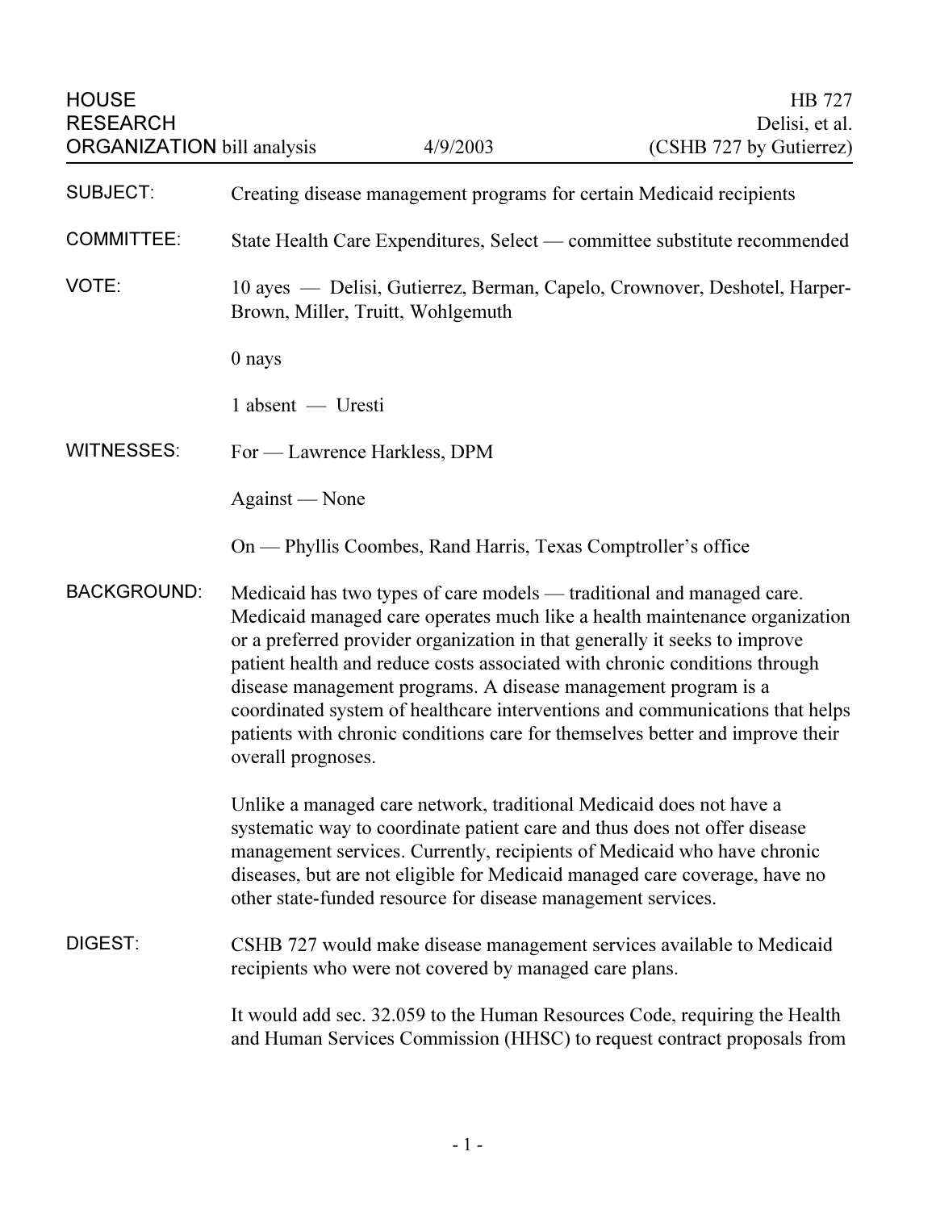HOUSE RESEARCH ORGANIZATION bill analysis — 4/9/2003

HB 727
Delisi, et al.
(CSHB 727 by Gutierrez)

**SUBJECT:** Creating disease management programs for certain Medicaid recipients

**COMMITTEE:** State Health Care Expenditures, Select — committee substitute recommended

**VOTE:** 10 ayes — Delisi, Gutierrez, Berman, Capelo, Crownover, Deshotel, Harper-Brown, Miller, Truitt, Wohlgemuth

0 nays

1 absent — Uresti

**WITNESSES:** For — Lawrence Harkless, DPM

Against — None

On — Phyllis Coombes, Rand Harris, Texas Comptroller's office

**BACKGROUND:** Medicaid has two types of care models — traditional and managed care. Medicaid managed care operates much like a health maintenance organization or a preferred provider organization in that generally it seeks to improve patient health and reduce costs associated with chronic conditions through disease management programs. A disease management program is a coordinated system of healthcare interventions and communications that helps patients with chronic conditions care for themselves better and improve their overall prognoses.

Unlike a managed care network, traditional Medicaid does not have a systematic way to coordinate patient care and thus does not offer disease management services. Currently, recipients of Medicaid who have chronic diseases, but are not eligible for Medicaid managed care coverage, have no other state-funded resource for disease management services.

**DIGEST:** CSHB 727 would make disease management services available to Medicaid recipients who were not covered by managed care plans.

It would add sec. 32.059 to the Human Resources Code, requiring the Health and Human Services Commission (HHSC) to request contract proposals from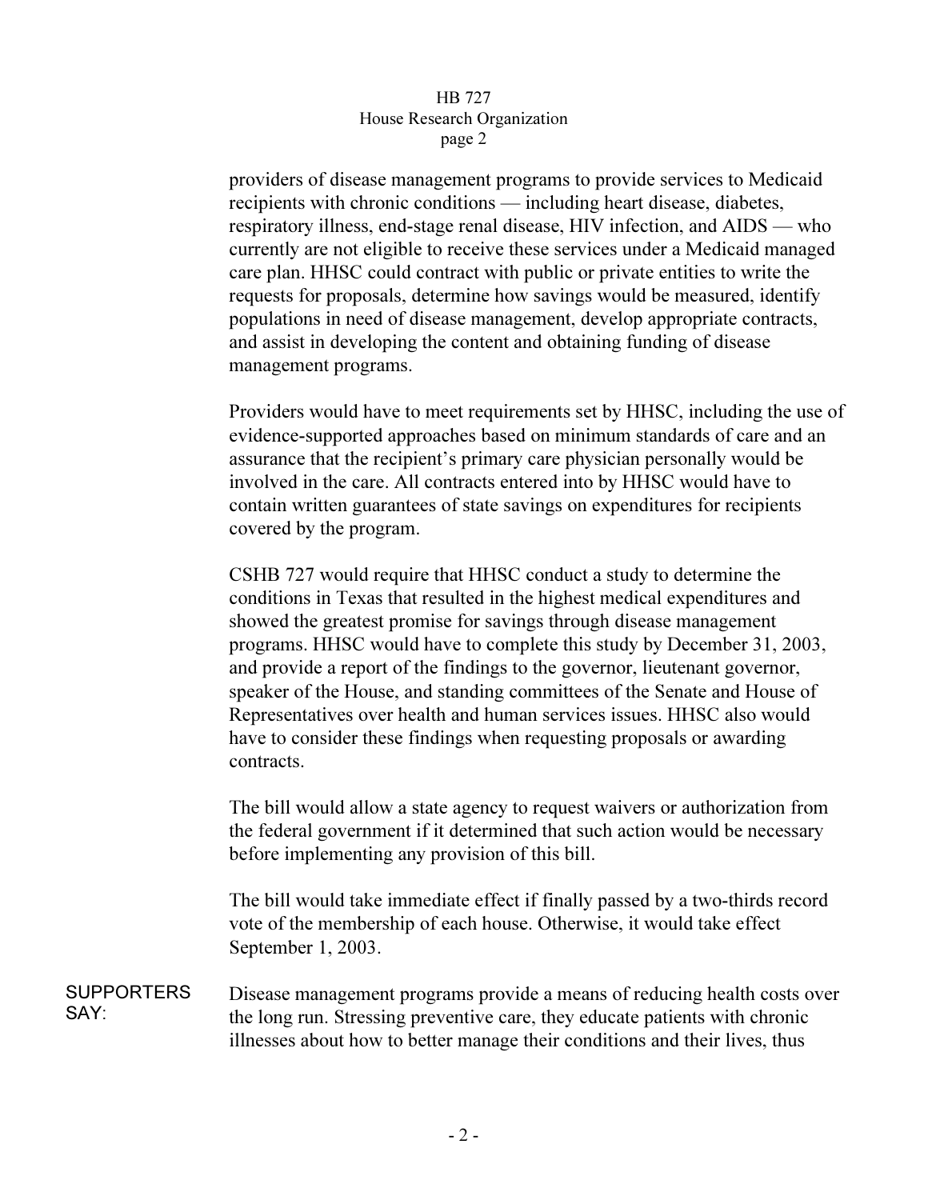providers of disease management programs to provide services to Medicaid recipients with chronic conditions — including heart disease, diabetes, respiratory illness, end-stage renal disease, HIV infection, and AIDS — who currently are not eligible to receive these services under a Medicaid managed care plan. HHSC could contract with public or private entities to write the requests for proposals, determine how savings would be measured, identify populations in need of disease management, develop appropriate contracts, and assist in developing the content and obtaining funding of disease management programs.

Providers would have to meet requirements set by HHSC, including the use of evidence-supported approaches based on minimum standards of care and an assurance that the recipient's primary care physician personally would be involved in the care. All contracts entered into by HHSC would have to contain written guarantees of state savings on expenditures for recipients covered by the program.

CSHB 727 would require that HHSC conduct a study to determine the conditions in Texas that resulted in the highest medical expenditures and showed the greatest promise for savings through disease management programs. HHSC would have to complete this study by December 31, 2003, and provide a report of the findings to the governor, lieutenant governor, speaker of the House, and standing committees of the Senate and House of Representatives over health and human services issues. HHSC also would have to consider these findings when requesting proposals or awarding contracts.

The bill would allow a state agency to request waivers or authorization from the federal government if it determined that such action would be necessary before implementing any provision of this bill.

The bill would take immediate effect if finally passed by a two-thirds record vote of the membership of each house. Otherwise, it would take effect September 1, 2003.

**SUPPORTERS SAY:**

Disease management programs provide a means of reducing health costs over the long run. Stressing preventive care, they educate patients with chronic illnesses about how to better manage their conditions and their lives, thus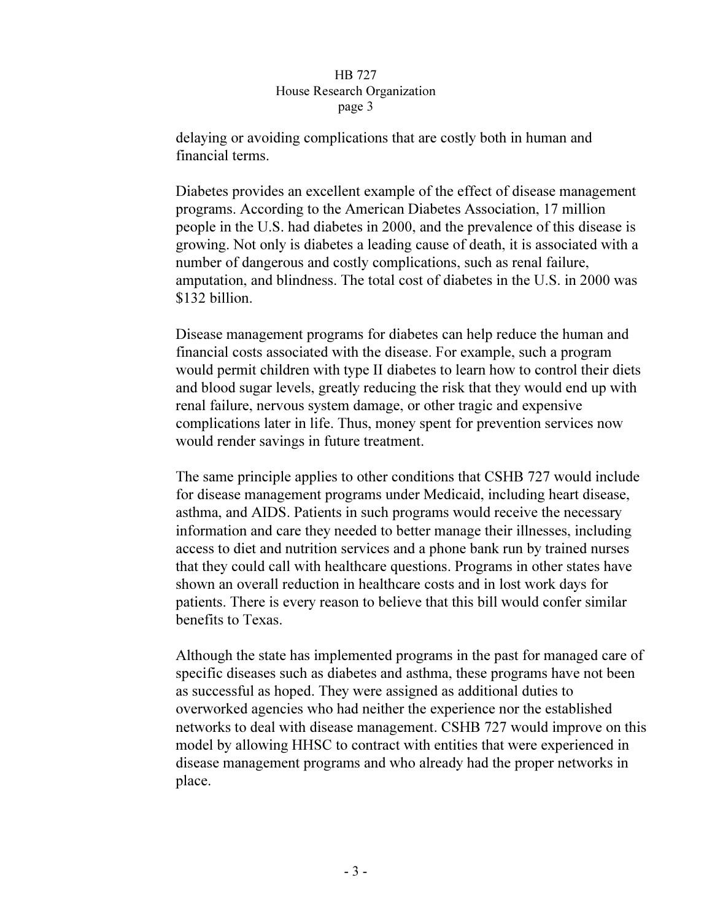delaying or avoiding complications that are costly both in human and financial terms.

Diabetes provides an excellent example of the effect of disease management programs. According to the American Diabetes Association, 17 million people in the U.S. had diabetes in 2000, and the prevalence of this disease is growing. Not only is diabetes a leading cause of death, it is associated with a number of dangerous and costly complications, such as renal failure, amputation, and blindness. The total cost of diabetes in the U.S. in 2000 was $132 billion.

Disease management programs for diabetes can help reduce the human and financial costs associated with the disease. For example, such a program would permit children with type II diabetes to learn how to control their diets and blood sugar levels, greatly reducing the risk that they would end up with renal failure, nervous system damage, or other tragic and expensive complications later in life. Thus, money spent for prevention services now would render savings in future treatment.

The same principle applies to other conditions that CSHB 727 would include for disease management programs under Medicaid, including heart disease, asthma, and AIDS. Patients in such programs would receive the necessary information and care they needed to better manage their illnesses, including access to diet and nutrition services and a phone bank run by trained nurses that they could call with healthcare questions. Programs in other states have shown an overall reduction in healthcare costs and in lost work days for patients. There is every reason to believe that this bill would confer similar benefits to Texas.

Although the state has implemented programs in the past for managed care of specific diseases such as diabetes and asthma, these programs have not been as successful as hoped. They were assigned as additional duties to overworked agencies who had neither the experience nor the established networks to deal with disease management. CSHB 727 would improve on this model by allowing HHSC to contract with entities that were experienced in disease management programs and who already had the proper networks in place.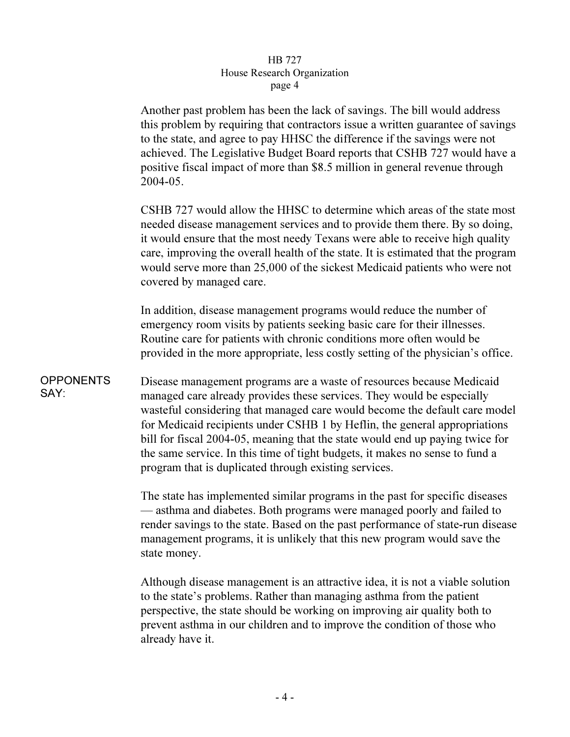Another past problem has been the lack of savings. The bill would address this problem by requiring that contractors issue a written guarantee of savings to the state, and agree to pay HHSC the difference if the savings were not achieved. The Legislative Budget Board reports that CSHB 727 would have a positive fiscal impact of more than $8.5 million in general revenue through 2004-05.

CSHB 727 would allow the HHSC to determine which areas of the state most needed disease management services and to provide them there. By so doing, it would ensure that the most needy Texans were able to receive high quality care, improving the overall health of the state. It is estimated that the program would serve more than 25,000 of the sickest Medicaid patients who were not covered by managed care.

In addition, disease management programs would reduce the number of emergency room visits by patients seeking basic care for their illnesses. Routine care for patients with chronic conditions more often would be provided in the more appropriate, less costly setting of the physician's office.

**OPPONENTS SAY:**

Disease management programs are a waste of resources because Medicaid managed care already provides these services. They would be especially wasteful considering that managed care would become the default care model for Medicaid recipients under CSHB 1 by Heflin, the general appropriations bill for fiscal 2004-05, meaning that the state would end up paying twice for the same service. In this time of tight budgets, it makes no sense to fund a program that is duplicated through existing services.

The state has implemented similar programs in the past for specific diseases — asthma and diabetes. Both programs were managed poorly and failed to render savings to the state. Based on the past performance of state-run disease management programs, it is unlikely that this new program would save the state money.

Although disease management is an attractive idea, it is not a viable solution to the state's problems. Rather than managing asthma from the patient perspective, the state should be working on improving air quality both to prevent asthma in our children and to improve the condition of those who already have it.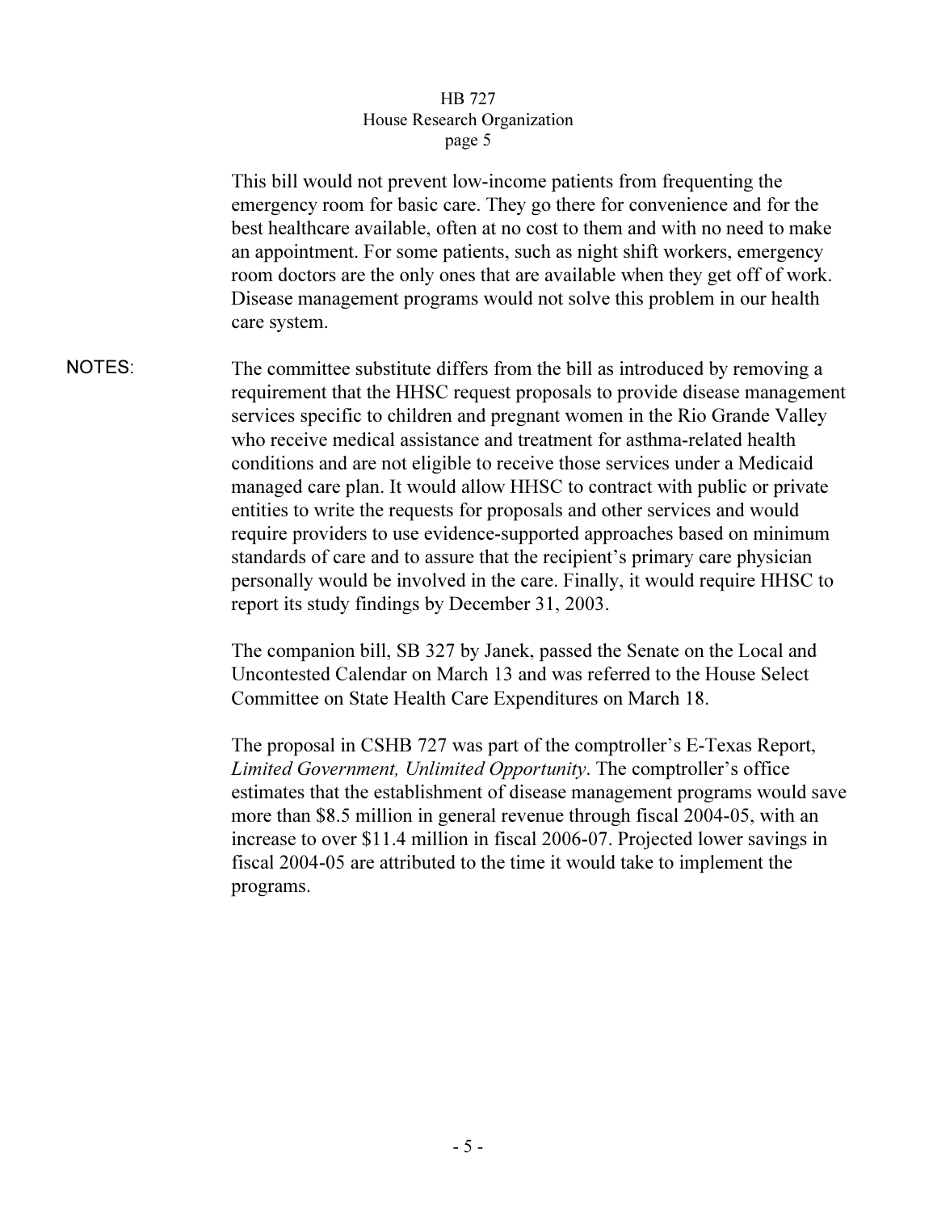This bill would not prevent low-income patients from frequenting the emergency room for basic care. They go there for convenience and for the best healthcare available, often at no cost to them and with no need to make an appointment. For some patients, such as night shift workers, emergency room doctors are the only ones that are available when they get off of work. Disease management programs would not solve this problem in our health care system.

NOTES: The committee substitute differs from the bill as introduced by removing a requirement that the HHSC request proposals to provide disease management services specific to children and pregnant women in the Rio Grande Valley who receive medical assistance and treatment for asthma-related health conditions and are not eligible to receive those services under a Medicaid managed care plan. It would allow HHSC to contract with public or private entities to write the requests for proposals and other services and would require providers to use evidence-supported approaches based on minimum standards of care and to assure that the recipient's primary care physician personally would be involved in the care. Finally, it would require HHSC to report its study findings by December 31, 2003.

The companion bill, SB 327 by Janek, passed the Senate on the Local and Uncontested Calendar on March 13 and was referred to the House Select Committee on State Health Care Expenditures on March 18.

The proposal in CSHB 727 was part of the comptroller's E-Texas Report, *Limited Government, Unlimited Opportunity*. The comptroller's office estimates that the establishment of disease management programs would save more than $8.5 million in general revenue through fiscal 2004-05, with an increase to over $11.4 million in fiscal 2006-07. Projected lower savings in fiscal 2004-05 are attributed to the time it would take to implement the programs.